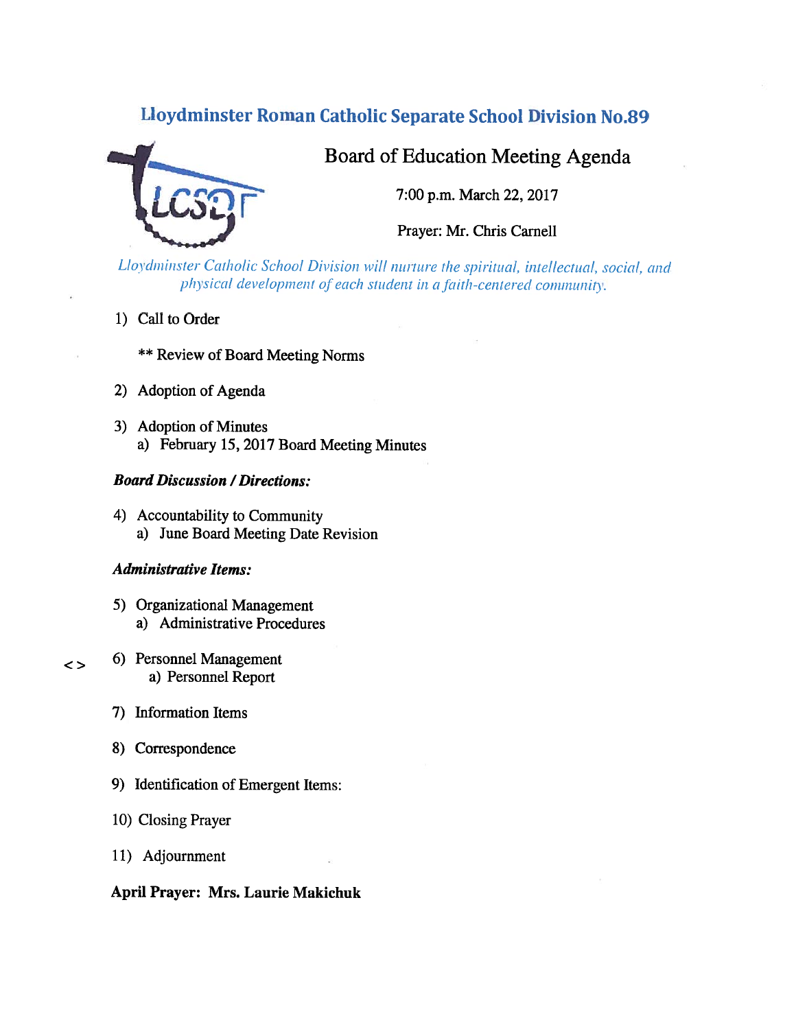# Lloydminster Roman Catholic Separate School Division No.89

## Board of Education Meeting Agenda

7:00 p.m. March 22, 2017

Prayer: Mr. Chris Carnell

*Lloydminster Catholic School Division will nurture the spiritual, intellectual, social, and physical development of each student in a faith-centered community.*

1) Call to Order

   ** Review of Board Meeting Norms

2) Adoption of Agenda

3) Adoption of Minutes
   a) February 15, 2017 Board Meeting Minutes

***Board Discussion / Directions:***

4) Accountability to Community
   a) June Board Meeting Date Revision

***Administrative Items:***

5) Organizational Management
   a) Administrative Procedures

<> 6) Personnel Management
   a) Personnel Report

7) Information Items

8) Correspondence

9) Identification of Emergent Items:

10) Closing Prayer

11) Adjournment

**April Prayer: Mrs. Laurie Makichuk**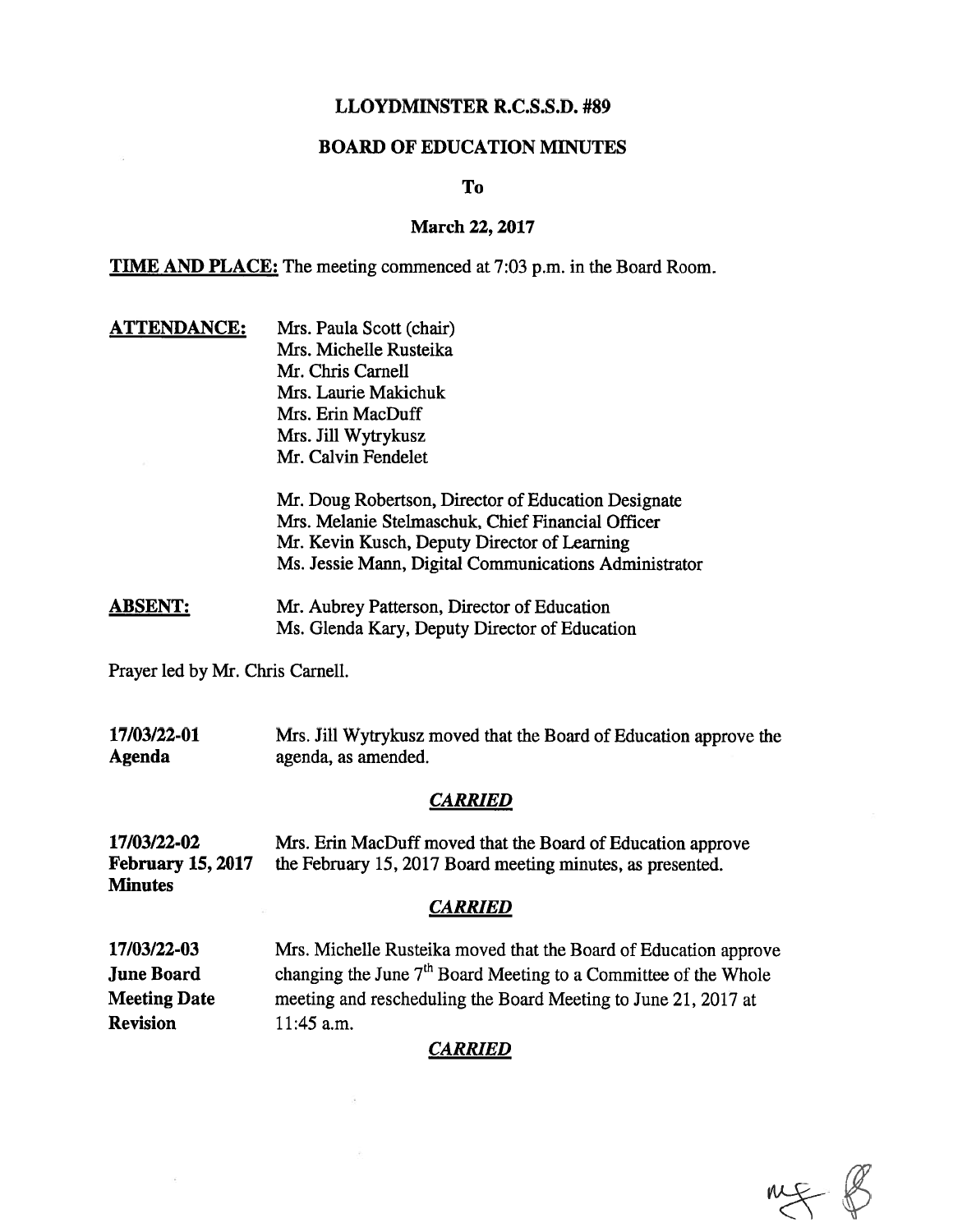# LLOYDMINSTER R.C.S.S.D. #89

## BOARD OF EDUCATION MINUTES

**To**

**March 22, 2017**

**TIME AND PLACE:** The meeting commenced at 7:03 p.m. in the Board Room.

**ATTENDANCE:**

Mrs. Paula Scott (chair)
Mrs. Michelle Rusteika
Mr. Chris Carnell
Mrs. Laurie Makichuk
Mrs. Erin MacDuff
Mrs. Jill Wytrykusz
Mr. Calvin Fendelet

Mr. Doug Robertson, Director of Education Designate
Mrs. Melanie Stelmaschuk, Chief Financial Officer
Mr. Kevin Kusch, Deputy Director of Learning
Ms. Jessie Mann, Digital Communications Administrator

**ABSENT:**

Mr. Aubrey Patterson, Director of Education
Ms. Glenda Kary, Deputy Director of Education

Prayer led by Mr. Chris Carnell.

**17/03/22-01**
**Agenda**

Mrs. Jill Wytrykusz moved that the Board of Education approve the agenda, as amended.

***CARRIED***

**17/03/22-02**
**February 15, 2017 Minutes**

Mrs. Erin MacDuff moved that the Board of Education approve the February 15, 2017 Board meeting minutes, as presented.

***CARRIED***

**17/03/22-03**
**June Board Meeting Date Revision**

Mrs. Michelle Rusteika moved that the Board of Education approve changing the June 7th Board Meeting to a Committee of the Whole meeting and rescheduling the Board Meeting to June 21, 2017 at 11:45 a.m.

***CARRIED***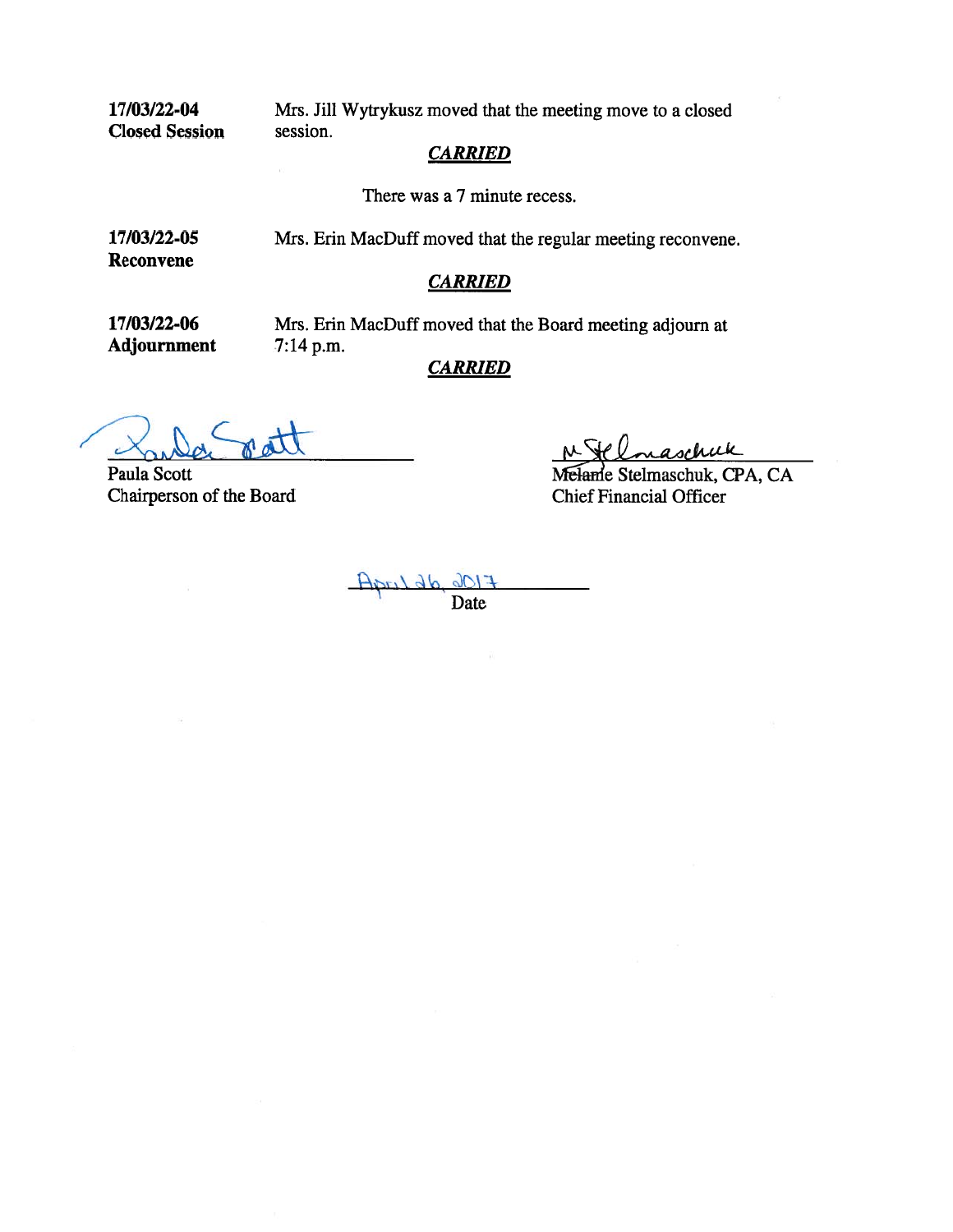**17/03/22-04**
**Closed Session**

Mrs. Jill Wytrykusz moved that the meeting move to a closed session.

***CARRIED***

There was a 7 minute recess.

**17/03/22-05**
**Reconvene**

Mrs. Erin MacDuff moved that the regular meeting reconvene.

***CARRIED***

**17/03/22-06**
**Adjournment**

Mrs. Erin MacDuff moved that the Board meeting adjourn at 7:14 p.m.

***CARRIED***

Paula Scott
Chairperson of the Board

Melanie Stelmaschuk, CPA, CA
Chief Financial Officer

April 26, 2017
Date